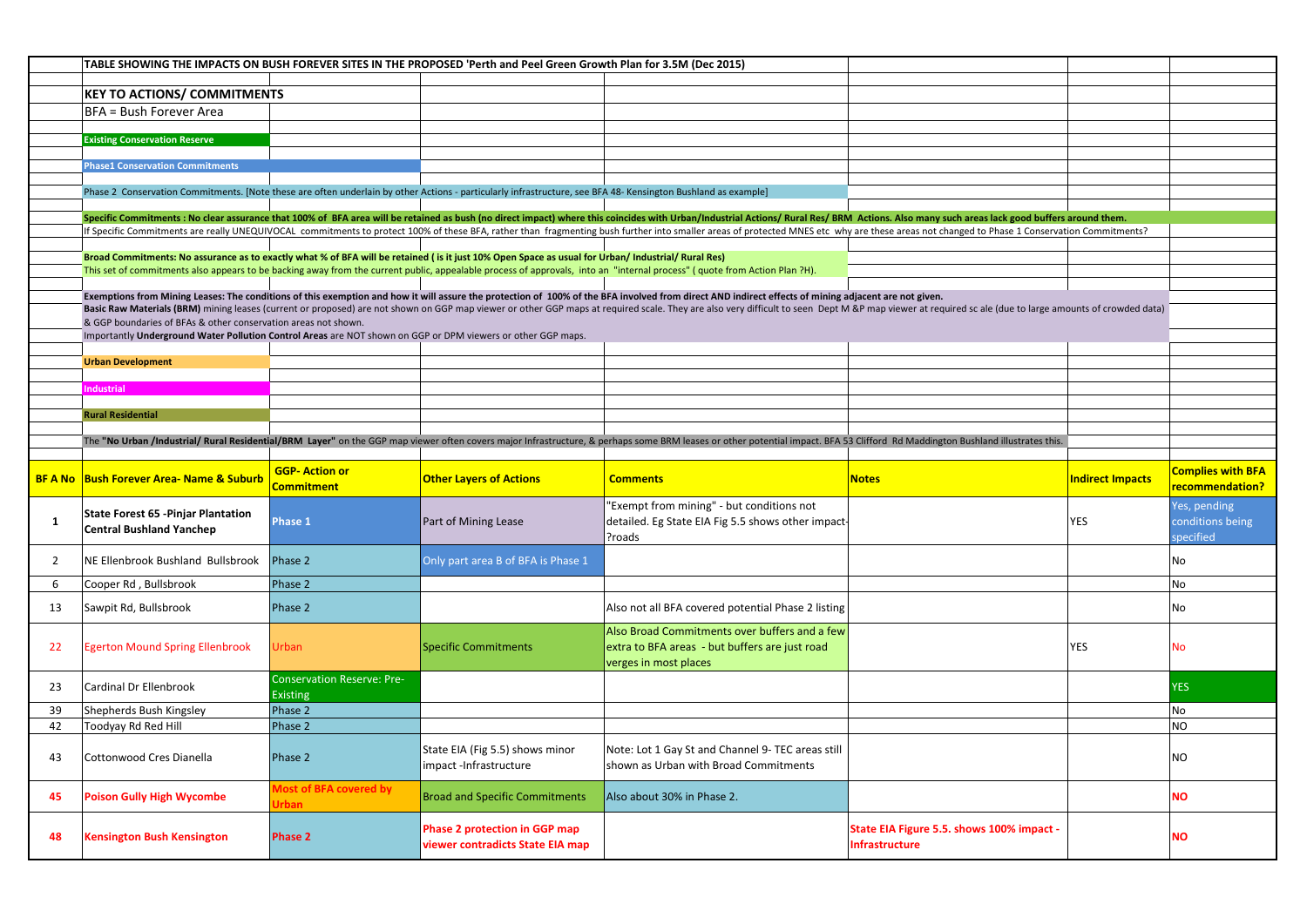**TABLE SHOWING THE IMPACTS ON BUSH FOREVER SITES IN THE PROPOSED 'Perth and Peel Green Growth Plan for 3.5M (Dec 2015)**

## KEY TO ACTIONS/ COMMITMENTS

BFA = Bush Forever Area

**Existing Conservation Reserve**

**Phase1 Conservation Commitments**

Phase 2 Conservation Commitments. [Note these are often underlain by other Actions - particularly infrastructure, see BFA 48- Kensington Bushland as example]

**Specific Commitments : No clear assurance that 100% of BFA area will be retained as bush (no direct impact) where this coincides with Urban/Industrial Actions/ Rural Res/ BRM Actions. Also many such areas lack good buffers around them.**
If Specific Commitments are really UNEQUIVOCAL commitments to protect 100% of these BFA, rather than fragmenting bush further into smaller areas of protected MNES etc why are these areas not changed to Phase 1 Conservation Commitments?

**Broad Commitments: No assurance as to exactly what % of BFA will be retained ( is it just 10% Open Space as usual for Urban/ Industrial/ Rural Res)**
This set of commitments also appears to be backing away from the current public, appealable process of approvals, into an "internal process" ( quote from Action Plan ?H).

**Exemptions from Mining Leases: The conditions of this exemption and how it will assure the protection of 100% of the BFA involved from direct AND indirect effects of mining adjacent are not given.**
**Basic Raw Materials (BRM)** mining leases (current or proposed) are not shown on GGP map viewer or other GGP maps at required scale. They are also very difficult to seen Dept M &P map viewer at required sc ale (due to large amounts of crowded data) & GGP boundaries of BFAs & other conservation areas not shown.
Importantly **Underground Water Pollution Control Areas** are NOT shown on GGP or DPM viewers or other GGP maps.

**Urban Development**

**Industrial**

**Rural Residential**

The **"No Urban /Industrial/ Rural Residential/BRM Layer"** on the GGP map viewer often covers major Infrastructure, & perhaps some BRM leases or other potential impact. BFA 53 Clifford Rd Maddington Bushland illustrates this.

| BF A No | Bush Forever Area- Name & Suburb | GGP- Action or Commitment | Other Layers of Actions | Comments | Notes | Indirect Impacts | Complies with BFA recommendation? |
|---|---|---|---|---|---|---|---|
| 1 | **State Forest 65 -Pinjar Plantation Central Bushland Yanchep** | Phase 1 | Part of Mining Lease | "Exempt from mining" - but conditions not detailed. Eg State EIA Fig 5.5 shows other impact- ?roads | | YES | Yes, pending conditions being specified |
| 2 | NE Ellenbrook Bushland Bullsbrook | Phase 2 | Only part area B of BFA is Phase 1 | | | | No |
| 6 | Cooper Rd , Bullsbrook | Phase 2 | | | | | No |
| 13 | Sawpit Rd, Bullsbrook | Phase 2 | | Also not all BFA covered potential Phase 2 listing | | | No |
| 22 | Egerton Mound Spring Ellenbrook | Urban | Specific Commitments | Also Broad Commitments over buffers and a few extra to BFA areas - but buffers are just road verges in most places | | YES | No |
| 23 | Cardinal Dr Ellenbrook | Conservation Reserve: Pre-Existing | | | | | YES |
| 39 | Shepherds Bush Kingsley | Phase 2 | | | | | No |
| 42 | Toodyay Rd Red Hill | Phase 2 | | | | | NO |
| 43 | Cottonwood Cres Dianella | Phase 2 | State EIA (Fig 5.5) shows minor impact -Infrastructure | Note: Lot 1 Gay St and Channel 9- TEC areas still shown as Urban with Broad Commitments | | | NO |
| **45** | **Poison Gully High Wycombe** | **Most of BFA covered by Urban** | Broad and Specific Commitments | Also about 30% in Phase 2. | | | **NO** |
| **48** | **Kensington Bush Kensington** | **Phase 2** | **Phase 2 protection in GGP map viewer contradicts State EIA map** | | **State EIA Figure 5.5. shows 100% impact - Infrastructure** | | **NO** |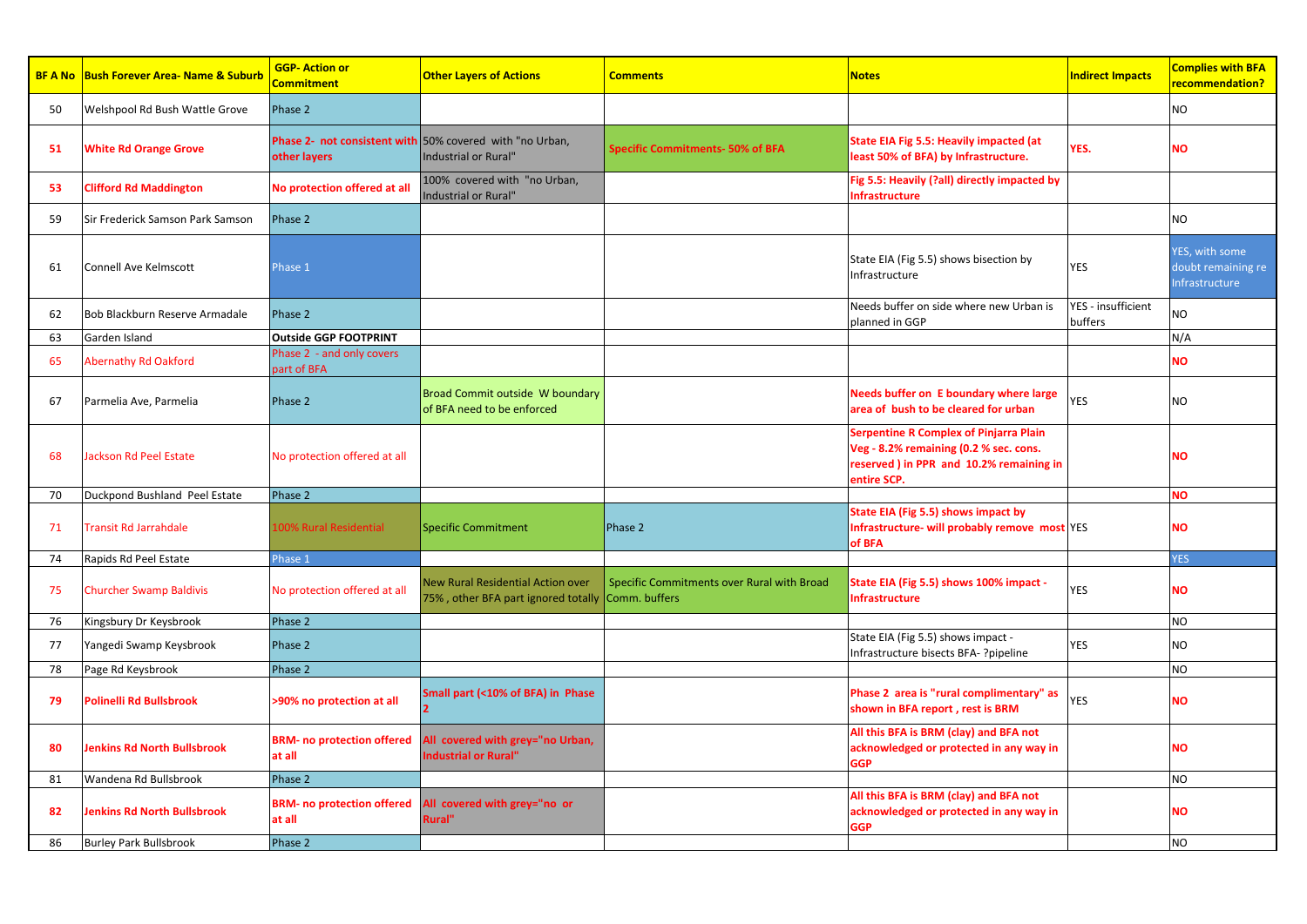| BF A No | Bush Forever Area- Name & Suburb | GGP- Action or Commitment | Other Layers of Actions | Comments | Notes | Indirect Impacts | Complies with BFA recommendation? |
|---|---|---|---|---|---|---|---|
| 50 | Welshpool Rd Bush Wattle Grove | Phase 2 | | | | | NO |
| **51** | **White Rd Orange Grove** | **Phase 2- not consistent with other layers** | 50% covered with "no Urban, Industrial or Rural" | **Specific Commitments- 50% of BFA** | **State EIA Fig 5.5: Heavily impacted (at least 50% of BFA) by Infrastructure.** | **YES.** | **NO** |
| **53** | **Clifford Rd Maddington** | **No protection offered at all** | 100% covered with "no Urban, Industrial or Rural" | | **Fig 5.5: Heavily (?all) directly impacted by Infrastructure** | | |
| 59 | Sir Frederick Samson Park Samson | Phase 2 | | | | | NO |
| 61 | Connell Ave Kelmscott | Phase 1 | | | State EIA (Fig 5.5) shows bisection by Infrastructure | YES | YES, with some doubt remaining re Infrastructure |
| 62 | Bob Blackburn Reserve Armadale | Phase 2 | | | Needs buffer on side where new Urban is planned in GGP | YES - insufficient buffers | NO |
| 63 | Garden Island | **Outside GGP FOOTPRINT** | | | | | N/A |
| 65 | Abernathy Rd Oakford | Phase 2 - and only covers part of BFA | | | | | **NO** |
| 67 | Parmelia Ave, Parmelia | Phase 2 | Broad Commit outside W boundary of BFA need to be enforced | | **Needs buffer on E boundary where large area of bush to be cleared for urban** | YES | NO |
| 68 | Jackson Rd Peel Estate | No protection offered at all | | | **Serpentine R Complex of Pinjarra Plain Veg - 8.2% remaining (0.2 % sec. cons. reserved ) in PPR and 10.2% remaining in entire SCP.** | | **NO** |
| 70 | Duckpond Bushland Peel Estate | Phase 2 | | | | | **NO** |
| 71 | Transit Rd Jarrahdale | 100% Rural Residential | Specific Commitment | Phase 2 | **State EIA (Fig 5.5) shows impact by Infrastructure- will probably remove most of BFA** | YES | **NO** |
| 74 | Rapids Rd Peel Estate | Phase 1 | | | | | YES |
| 75 | Churcher Swamp Baldivis | No protection offered at all | New Rural Residential Action over 75% , other BFA part ignored totally | Specific Commitments over Rural with Broad Comm. buffers | **State EIA (Fig 5.5) shows 100% impact - Infrastructure** | YES | **NO** |
| 76 | Kingsbury Dr Keysbrook | Phase 2 | | | | | NO |
| 77 | Yangedi Swamp Keysbrook | Phase 2 | | | State EIA (Fig 5.5) shows impact - Infrastructure bisects BFA- ?pipeline | YES | NO |
| 78 | Page Rd Keysbrook | Phase 2 | | | | | NO |
| **79** | **Polinelli Rd Bullsbrook** | **>90% no protection at all** | **Small part (<10% of BFA) in Phase 2** | | **Phase 2 area is "rural complimentary" as shown in BFA report , rest is BRM** | YES | **NO** |
| **80** | **Jenkins Rd North Bullsbrook** | **BRM- no protection offered at all** | **All covered with grey="no Urban, Industrial or Rural"** | | **All this BFA is BRM (clay) and BFA not acknowledged or protected in any way in GGP** | | **NO** |
| 81 | Wandena Rd Bullsbrook | Phase 2 | | | | | NO |
| **82** | **Jenkins Rd North Bullsbrook** | **BRM- no protection offered at all** | **All covered with grey="no or Rural"** | | **All this BFA is BRM (clay) and BFA not acknowledged or protected in any way in GGP** | | **NO** |
| 86 | Burley Park Bullsbrook | Phase 2 | | | | | NO |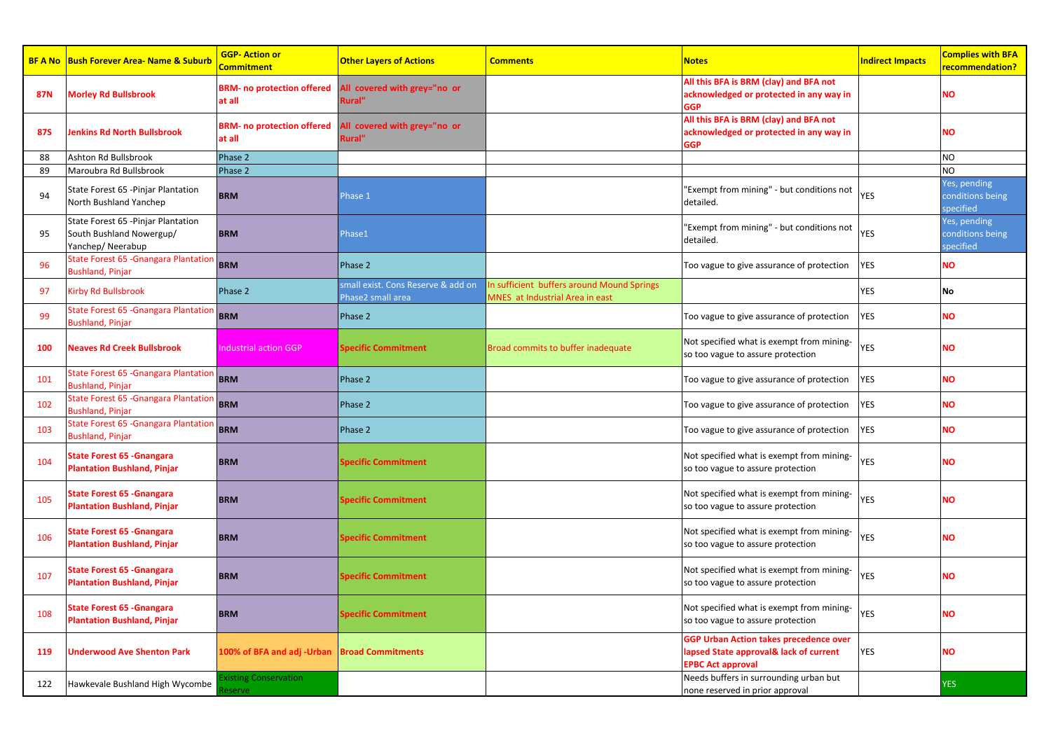| BF A No | Bush Forever Area- Name & Suburb | GGP- Action or Commitment | Other Layers of Actions | Comments | Notes | Indirect Impacts | Complies with BFA recommendation? |
|---|---|---|---|---|---|---|---|
| 87N | Morley Rd Bullsbrook | BRM- no protection offered at all | All covered with grey="no or Rural" | | All this BFA is BRM (clay) and BFA not acknowledged or protected in any way in GGP | | NO |
| 87S | Jenkins Rd North Bullsbrook | BRM- no protection offered at all | All covered with grey="no or Rural" | | All this BFA is BRM (clay) and BFA not acknowledged or protected in any way in GGP | | NO |
| 88 | Ashton Rd Bullsbrook | Phase 2 | | | | | NO |
| 89 | Maroubra Rd Bullsbrook | Phase 2 | | | | | NO |
| 94 | State Forest 65 -Pinjar Plantation North Bushland Yanchep | BRM | Phase 1 | | "Exempt from mining" - but conditions not detailed. | YES | Yes, pending conditions being specified |
| 95 | State Forest 65 -Pinjar Plantation South Bushland Nowergup/ Yanchep/ Neerabup | BRM | Phase1 | | "Exempt from mining" - but conditions not detailed. | YES | Yes, pending conditions being specified |
| 96 | State Forest 65 -Gnangara Plantation Bushland, Pinjar | BRM | Phase 2 | | Too vague to give assurance of protection | YES | NO |
| 97 | Kirby Rd Bullsbrook | Phase 2 | small exist. Cons Reserve & add on Phase2 small area | In sufficient buffers around Mound Springs MNES at Industrial Area in east | | YES | No |
| 99 | State Forest 65 -Gnangara Plantation Bushland, Pinjar | BRM | Phase 2 | | Too vague to give assurance of protection | YES | NO |
| 100 | Neaves Rd Creek Bullsbrook | Industrial action GGP | Specific Commitment | Broad commits to buffer inadequate | Not specified what is exempt from mining- so too vague to assure protection | YES | NO |
| 101 | State Forest 65 -Gnangara Plantation Bushland, Pinjar | BRM | Phase 2 | | Too vague to give assurance of protection | YES | NO |
| 102 | State Forest 65 -Gnangara Plantation Bushland, Pinjar | BRM | Phase 2 | | Too vague to give assurance of protection | YES | NO |
| 103 | State Forest 65 -Gnangara Plantation Bushland, Pinjar | BRM | Phase 2 | | Too vague to give assurance of protection | YES | NO |
| 104 | State Forest 65 -Gnangara Plantation Bushland, Pinjar | BRM | Specific Commitment | | Not specified what is exempt from mining- so too vague to assure protection | YES | NO |
| 105 | State Forest 65 -Gnangara Plantation Bushland, Pinjar | BRM | Specific Commitment | | Not specified what is exempt from mining- so too vague to assure protection | YES | NO |
| 106 | State Forest 65 -Gnangara Plantation Bushland, Pinjar | BRM | Specific Commitment | | Not specified what is exempt from mining- so too vague to assure protection | YES | NO |
| 107 | State Forest 65 -Gnangara Plantation Bushland, Pinjar | BRM | Specific Commitment | | Not specified what is exempt from mining- so too vague to assure protection | YES | NO |
| 108 | State Forest 65 -Gnangara Plantation Bushland, Pinjar | BRM | Specific Commitment | | Not specified what is exempt from mining- so too vague to assure protection | YES | NO |
| 119 | Underwood Ave Shenton Park | 100% of BFA and adj -Urban | Broad Commitments | | GGP Urban Action takes precedence over lapsed State approval& lack of current EPBC Act approval | YES | NO |
| 122 | Hawkevale Bushland High Wycombe | Existing Conservation Reserve | | | Needs buffers in surrounding urban but none reserved in prior approval | | YES |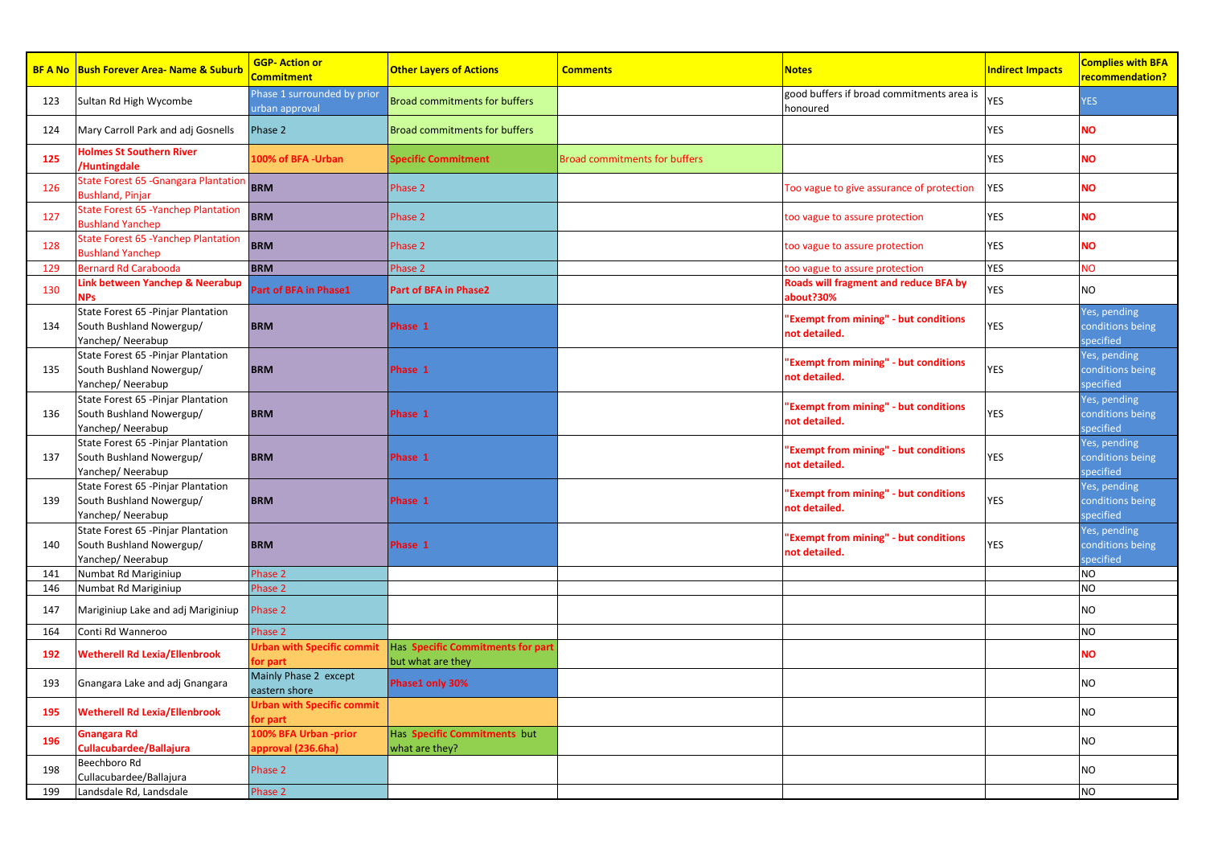| BF A No | Bush Forever Area- Name & Suburb | GGP- Action or Commitment | Other Layers of Actions | Comments | Notes | Indirect Impacts | Complies with BFA recommendation? |
|---|---|---|---|---|---|---|---|
| 123 | Sultan Rd High Wycombe | Phase 1 surrounded by prior urban approval | Broad commitments for buffers | | good buffers if broad commitments area is honoured | YES | YES |
| 124 | Mary Carroll Park and adj Gosnells | Phase 2 | Broad commitments for buffers | | | YES | **NO** |
| **125** | **Holmes St Southern River /Huntingdale** | **100% of BFA -Urban** | **Specific Commitment** | Broad commitments for buffers | | YES | **NO** |
| 126 | State Forest 65 -Gnangara Plantation Bushland, Pinjar | **BRM** | Phase 2 | | Too vague to give assurance of protection | YES | **NO** |
| 127 | State Forest 65 -Yanchep Plantation Bushland Yanchep | **BRM** | Phase 2 | | too vague to assure protection | YES | **NO** |
| 128 | State Forest 65 -Yanchep Plantation Bushland Yanchep | **BRM** | Phase 2 | | too vague to assure protection | YES | **NO** |
| 129 | Bernard Rd Carabooda | **BRM** | Phase 2 | | too vague to assure protection | YES | NO |
| 130 | **Link between Yanchep & Neerabup NPs** | **Part of BFA in Phase1** | **Part of BFA in Phase2** | | **Roads will fragment and reduce BFA by about?30%** | YES | NO |
| 134 | State Forest 65 -Pinjar Plantation South Bushland Nowergup/ Yanchep/ Neerabup | **BRM** | **Phase 1** | | **"Exempt from mining" - but conditions not detailed.** | YES | Yes, pending conditions being specified |
| 135 | State Forest 65 -Pinjar Plantation South Bushland Nowergup/ Yanchep/ Neerabup | **BRM** | **Phase 1** | | **"Exempt from mining" - but conditions not detailed.** | YES | Yes, pending conditions being specified |
| 136 | State Forest 65 -Pinjar Plantation South Bushland Nowergup/ Yanchep/ Neerabup | **BRM** | **Phase 1** | | **"Exempt from mining" - but conditions not detailed.** | YES | Yes, pending conditions being specified |
| 137 | State Forest 65 -Pinjar Plantation South Bushland Nowergup/ Yanchep/ Neerabup | **BRM** | **Phase 1** | | **"Exempt from mining" - but conditions not detailed.** | YES | Yes, pending conditions being specified |
| 139 | State Forest 65 -Pinjar Plantation South Bushland Nowergup/ Yanchep/ Neerabup | **BRM** | **Phase 1** | | **"Exempt from mining" - but conditions not detailed.** | YES | Yes, pending conditions being specified |
| 140 | State Forest 65 -Pinjar Plantation South Bushland Nowergup/ Yanchep/ Neerabup | **BRM** | **Phase 1** | | **"Exempt from mining" - but conditions not detailed.** | YES | Yes, pending conditions being specified |
| 141 | Numbat Rd Mariginiup | Phase 2 | | | | | NO |
| 146 | Numbat Rd Mariginiup | Phase 2 | | | | | NO |
| 147 | Mariginiup Lake and adj Mariginiup | Phase 2 | | | | | NO |
| 164 | Conti Rd Wanneroo | Phase 2 | | | | | NO |
| **192** | **Wetherell Rd Lexia/Ellenbrook** | **Urban with Specific commit for part** | Has **Specific Commitments for part** but what are they | | | | **NO** |
| 193 | Gnangara Lake and adj Gnangara | Mainly Phase 2 except eastern shore | **Phase1 only 30%** | | | | NO |
| **195** | **Wetherell Rd Lexia/Ellenbrook** | **Urban with Specific commit for part** | | | | | NO |
| **196** | **Gnangara Rd Cullacubardee/Ballajura** | **100% BFA Urban -prior approval (236.6ha)** | Has **Specific Commitments** but what are they? | | | | NO |
| 198 | Beechboro Rd Cullacubardee/Ballajura | Phase 2 | | | | | NO |
| 199 | Landsdale Rd, Landsdale | Phase 2 | | | | | NO |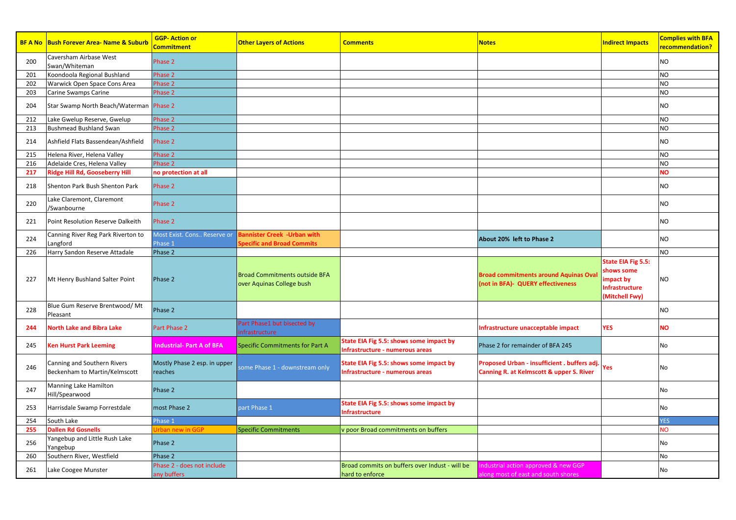| BF A No | Bush Forever Area- Name & Suburb | GGP- Action or Commitment | Other Layers of Actions | Comments | Notes | Indirect Impacts | Complies with BFA recommendation? |
|---|---|---|---|---|---|---|---|
| 200 | Caversham Airbase West Swan/Whiteman | Phase 2 | | | | | NO |
| 201 | Koondoola Regional Bushland | Phase 2 | | | | | NO |
| 202 | Warwick Open Space Cons Area | Phase 2 | | | | | NO |
| 203 | Carine Swamps Carine | Phase 2 | | | | | NO |
| 204 | Star Swamp North Beach/Waterman | Phase 2 | | | | | NO |
| 212 | Lake Gwelup Reserve, Gwelup | Phase 2 | | | | | NO |
| 213 | Bushmead Bushland Swan | Phase 2 | | | | | NO |
| 214 | Ashfield Flats Bassendean/Ashfield | Phase 2 | | | | | NO |
| 215 | Helena River, Helena Valley | Phase 2 | | | | | NO |
| 216 | Adelaide Cres, Helena Valley | Phase 2 | | | | | NO |
| **217** | **Ridge Hill Rd, Gooseberry Hill** | **no protection at all** | | | | | **NO** |
| 218 | Shenton Park Bush Shenton Park | Phase 2 | | | | | NO |
| 220 | Lake Claremont, Claremont /Swanbourne | Phase 2 | | | | | NO |
| 221 | Point Resolution Reserve Dalkeith | Phase 2 | | | | | NO |
| 224 | Canning River Reg Park Riverton to Langford | Most Exist. Cons.. Reserve or Phase 1 | **Bannister Creek -Urban with Specific and Broad Commits** | | **About 20% left to Phase 2** | | NO |
| 226 | Harry Sandon Reserve Attadale | Phase 2 | | | | | NO |
| 227 | Mt Henry Bushland Salter Point | Phase 2 | Broad Commitments outside BFA over Aquinas College bush | | **Broad commitments around Aquinas Oval (not in BFA)- QUERY effectiveness** | **State EIA Fig 5.5: shows some impact by Infrastructure (Mitchell Fwy)** | NO |
| 228 | Blue Gum Reserve Brentwood/ Mt Pleasant | Phase 2 | | | | | NO |
| **244** | **North Lake and Bibra Lake** | Part Phase 2 | Part Phase1 but bisected by infrastructure | | **Infrastructure unacceptable impact** | **YES** | **NO** |
| 245 | **Ken Hurst Park Leeming** | **Industrial- Part A of BFA** | Specific Commitments for Part A | **State EIA Fig 5.5: shows some impact by Infrastructure - numerous areas** | Phase 2 for remainder of BFA 245 | | No |
| 246 | Canning and Southern Rivers Beckenham to Martin/Kelmscott | Mostly Phase 2 esp. in upper reaches | some Phase 1 - downstream only | **State EIA Fig 5.5: shows some impact by Infrastructure - numerous areas** | **Proposed Urban - insufficient . buffers adj. Canning R. at Kelmscott & upper S. River** | **Yes** | No |
| 247 | Manning Lake Hamilton Hill/Spearwood | Phase 2 | | | | | No |
| 253 | Harrisdale Swamp Forrestdale | most Phase 2 | part Phase 1 | **State EIA Fig 5.5: shows some impact by Infrastructure** | | | No |
| 254 | South Lake | Phase 1 | | | | | YES |
| **255** | **Dallen Rd Gosnells** | Urban new in GGP | Specific Commitments | v poor Broad commitments on buffers | | | NO |
| 256 | Yangebup and Little Rush Lake Yangebup | Phase 2 | | | | | No |
| 260 | Southern River, Westfield | Phase 2 | | | | | No |
| 261 | Lake Coogee Munster | Phase 2 - does not include any buffers | | Broad commits on buffers over Indust - will be hard to enforce | Industrial action approved & new GGP along most of east and south shores | | No |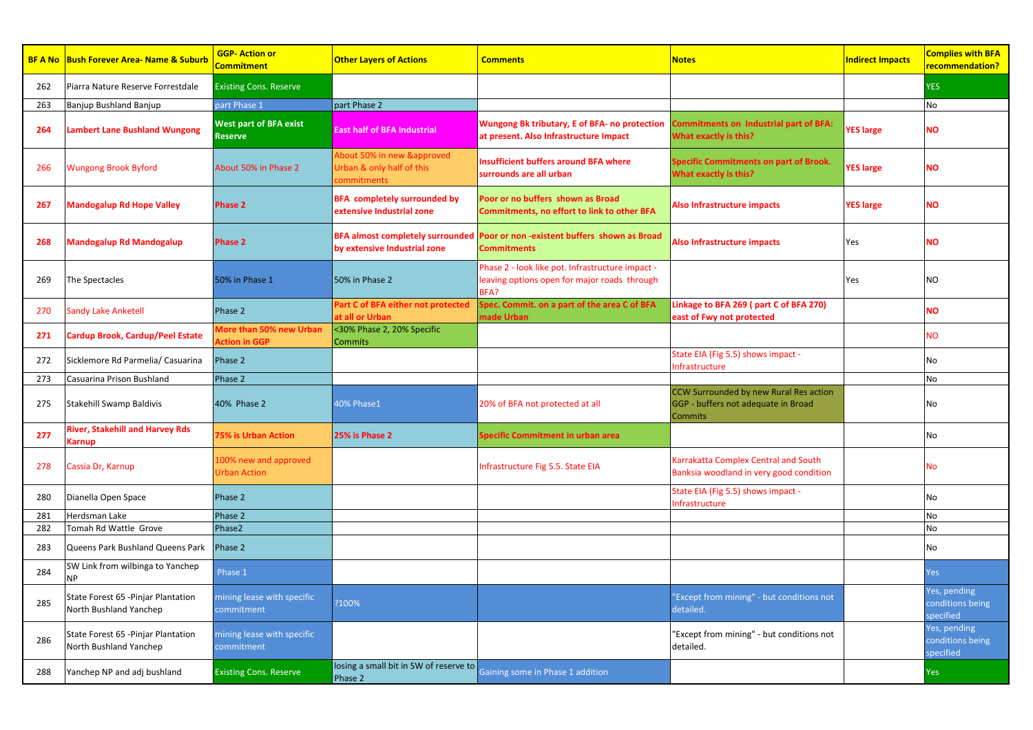| BF A No | Bush Forever Area- Name & Suburb | GGP- Action or Commitment | Other Layers of Actions | Comments | Notes | Indirect Impacts | Complies with BFA recommendation? |
|---|---|---|---|---|---|---|---|
| 262 | Piarra Nature Reserve Forrestdale | Existing Cons. Reserve | | | | | YES |
| 263 | Banjup Bushland Banjup | part Phase 1 | part Phase 2 | | | | No |
| **264** | **Lambert Lane Bushland Wungong** | **West part of BFA exist Reserve** | **East half of BFA Industrial** | **Wungong Bk tributary, E of BFA- no protection at present. Also Infrastructure Impact** | **Commitments on Industrial part of BFA: What exactly is this?** | **YES large** | **NO** |
| 266 | Wungong Brook Byford | About 50% in Phase 2 | About 50% in new &approved Urban & only half of this commitments | **Insufficient buffers around BFA where surrounds are all urban** | **Specific Commitments on part of Brook. What exactly is this?** | **YES large** | **NO** |
| **267** | **Mandogalup Rd Hope Valley** | **Phase 2** | **BFA completely surrounded by extensive Industrial zone** | **Poor or no buffers shown as Broad Commitments, no effort to link to other BFA** | **Also Infrastructure impacts** | **YES large** | **NO** |
| **268** | **Mandogalup Rd Mandogalup** | **Phase 2** | **BFA almost completely surrounded by extensive Industrial zone** | **Poor or non -existent buffers shown as Broad Commitments** | **Also Infrastructure impacts** | Yes | **NO** |
| 269 | The Spectacles | 50% in Phase 1 | 50% in Phase 2 | Phase 2 - look like pot. Infrastructure impact - leaving options open for major roads through BFA? | | Yes | NO |
| 270 | Sandy Lake Anketell | Phase 2 | **Part C of BFA either not protected at all or Urban** | **Spec. Commit. on a part of the area C of BFA made Urban** | **Linkage to BFA 269 ( part C of BFA 270) east of Fwy not protected** | | **NO** |
| **271** | **Cardup Brook, Cardup/Peel Estate** | **More than 50% new Urban Action in GGP** | <30% Phase 2, 20% Specific Commits | | | | NO |
| 272 | Sicklemore Rd Parmelia/ Casuarina | Phase 2 | | | State EIA (Fig 5.5) shows impact - Infrastructure | | No |
| 273 | Casuarina Prison Bushland | Phase 2 | | | | | No |
| 275 | Stakehill Swamp Baldivis | 40% Phase 2 | 40% Phase1 | 20% of BFA not protected at all | CCW Surrounded by new Rural Res action GGP - buffers not adequate in Broad Commits | | No |
| **277** | **River, Stakehill and Harvey Rds Karnup** | **75% is Urban Action** | **25% is Phase 2** | **Specific Commitment in urban area** | | | No |
| 278 | Cassia Dr, Karnup | 100% new and approved Urban Action | | Infrastructure Fig 5.5. State EIA | Karrakatta Complex Central and South Banksia woodland in very good condition | | No |
| 280 | Dianella Open Space | Phase 2 | | | State EIA (Fig 5.5) shows impact - Infrastructure | | No |
| 281 | Herdsman Lake | Phase 2 | | | | | No |
| 282 | Tomah Rd Wattle Grove | Phase2 | | | | | No |
| 283 | Queens Park Bushland Queens Park | Phase 2 | | | | | No |
| 284 | SW Link from wilbinga to Yanchep NP | Phase 1 | | | | | Yes |
| 285 | State Forest 65 -Pinjar Plantation North Bushland Yanchep | mining lease with specific commitment | ?100% | | "Except from mining" - but conditions not detailed. | | Yes, pending conditions being specified |
| 286 | State Forest 65 -Pinjar Plantation North Bushland Yanchep | mining lease with specific commitment | | | "Except from mining" - but conditions not detailed. | | Yes, pending conditions being specified |
| 288 | Yanchep NP and adj bushland | Existing Cons. Reserve | losing a small bit in SW of reserve to Phase 2 | Gaining some in Phase 1 addition | | | Yes |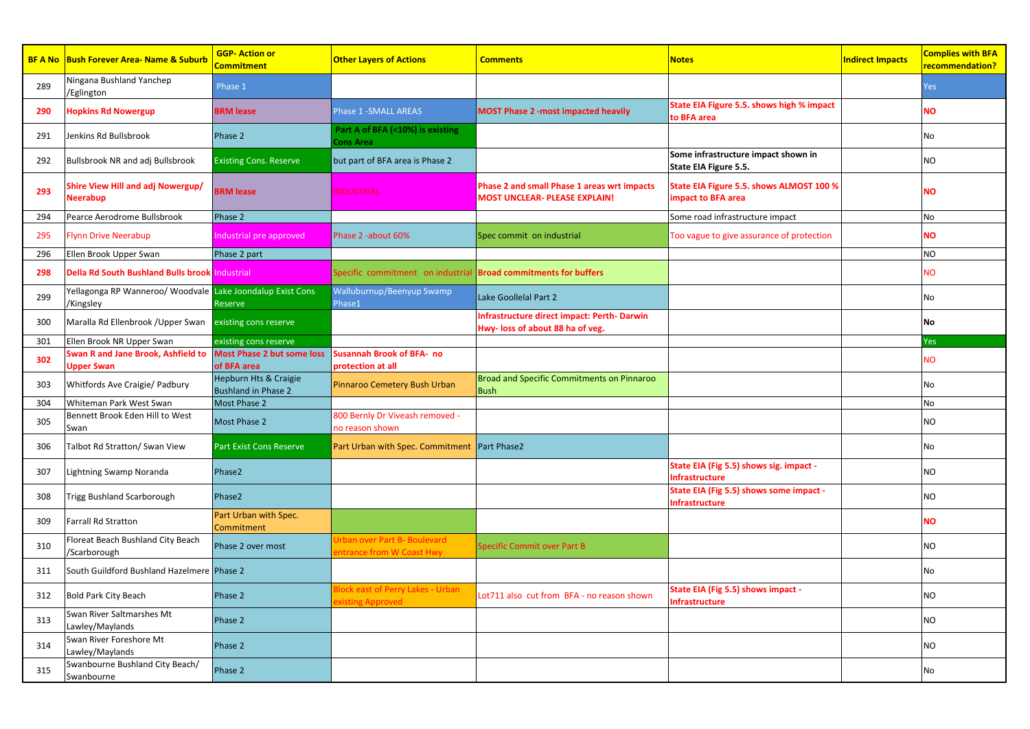| BF A No | Bush Forever Area- Name & Suburb | GGP- Action or Commitment | Other Layers of Actions | Comments | Notes | Indirect Impacts | Complies with BFA recommendation? |
|---|---|---|---|---|---|---|---|
| 289 | Ningana Bushland Yanchep /Eglington | Phase 1 | | | | | Yes |
| **290** | **Hopkins Rd Nowergup** | **BRM lease** | Phase 1 -SMALL AREAS | **MOST Phase 2 -most impacted heavily** | **State EIA Figure 5.5. shows high % impact to BFA area** | | **NO** |
| 291 | Jenkins Rd Bullsbrook | Phase 2 | **Part A of BFA (<10%) is existing Cons Area** | | | | No |
| 292 | Bullsbrook NR and adj Bullsbrook | Existing Cons. Reserve | but part of BFA area is Phase 2 | | **Some infrastructure impact shown in State EIA Figure 5.5.** | | NO |
| **293** | **Shire View Hill and adj Nowergup/ Neerabup** | **BRM lease** | INDUSTRIAL | **Phase 2 and small Phase 1 areas wrt impacts MOST UNCLEAR- PLEASE EXPLAIN!** | **State EIA Figure 5.5. shows ALMOST 100 % impact to BFA area** | | **NO** |
| 294 | Pearce Aerodrome Bullsbrook | Phase 2 | | | Some road infrastructure impact | | No |
| 295 | Flynn Drive Neerabup | Industrial pre approved | Phase 2 -about 60% | Spec commit on industrial | Too vague to give assurance of protection | | **NO** |
| 296 | Ellen Brook Upper Swan | Phase 2 part | | | | | NO |
| **298** | **Della Rd South Bushland Bulls brook** | Industrial | Specific commitment on industrial | **Broad commitments for buffers** | | | NO |
| 299 | Yellagonga RP Wanneroo/ Woodvale /Kingsley | Lake Joondalup Exist Cons Reserve | Walluburnup/Beenyup Swamp Phase1 | Lake Goollelal Part 2 | | | No |
| 300 | Maralla Rd Ellenbrook /Upper Swan | existing cons reserve | | **Infrastructure direct impact: Perth- Darwin Hwy- loss of about 88 ha of veg.** | | | **No** |
| 301 | Ellen Brook NR Upper Swan | existing cons reserve | | | | | Yes |
| **302** | **Swan R and Jane Brook, Ashfield to Upper Swan** | **Most Phase 2 but some loss of BFA area** | **Susannah Brook of BFA- no protection at all** | | | | NO |
| 303 | Whitfords Ave Craigie/ Padbury | Hepburn Hts & Craigie Bushland in Phase 2 | Pinnaroo Cemetery Bush Urban | Broad and Specific Commitments on Pinnaroo Bush | | | No |
| 304 | Whiteman Park West Swan | Most Phase 2 | | | | | No |
| 305 | Bennett Brook Eden Hill to West Swan | Most Phase 2 | 800 Bernly Dr Viveash removed - no reason shown | | | | NO |
| 306 | Talbot Rd Stratton/ Swan View | Part Exist Cons Reserve | Part Urban with Spec. Commitment | Part Phase2 | | | No |
| 307 | Lightning Swamp Noranda | Phase2 | | | **State EIA (Fig 5.5) shows sig. impact - Infrastructure** | | NO |
| 308 | Trigg Bushland Scarborough | Phase2 | | | **State EIA (Fig 5.5) shows some impact - Infrastructure** | | NO |
| 309 | Farrall Rd Stratton | Part Urban with Spec. Commitment | | | | | **NO** |
| 310 | Floreat Beach Bushland City Beach /Scarborough | Phase 2 over most | Urban over Part B- Boulevard entrance from W Coast Hwy | Specific Commit over Part B | | | NO |
| 311 | South Guildford Bushland Hazelmere | Phase 2 | | | | | No |
| 312 | Bold Park City Beach | Phase 2 | Block east of Perry Lakes - Urban existing Approved | Lot711 also cut from BFA - no reason shown | **State EIA (Fig 5.5) shows impact - Infrastructure** | | NO |
| 313 | Swan River Saltmarshes Mt Lawley/Maylands | Phase 2 | | | | | NO |
| 314 | Swan River Foreshore Mt Lawley/Maylands | Phase 2 | | | | | NO |
| 315 | Swanbourne Bushland City Beach/ Swanbourne | Phase 2 | | | | | No |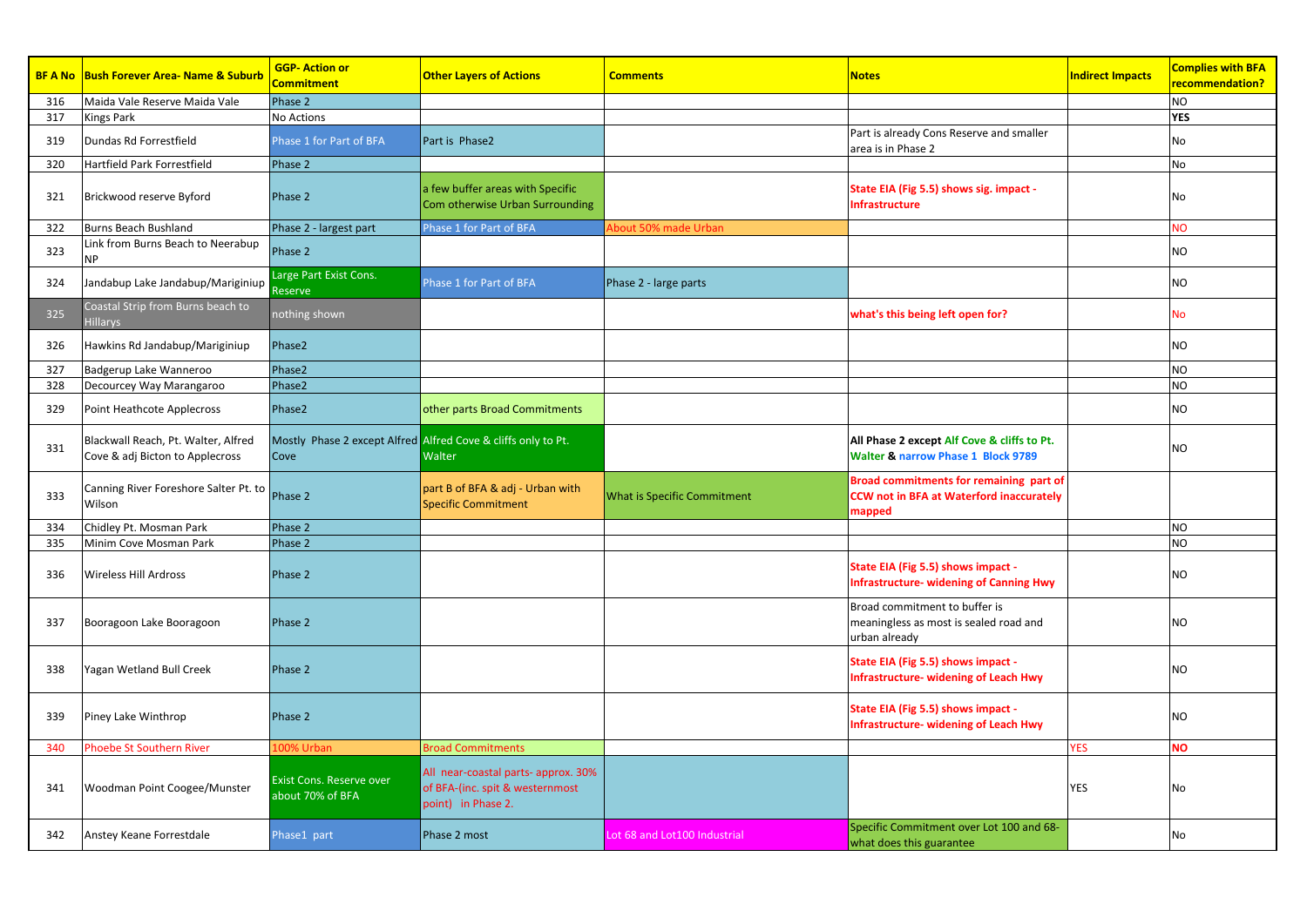| BF A No | Bush Forever Area- Name & Suburb | GGP- Action or Commitment | Other Layers of Actions | Comments | Notes | Indirect Impacts | Complies with BFA recommendation? |
|---|---|---|---|---|---|---|---|
| 316 | Maida Vale Reserve Maida Vale | Phase 2 | | | | | NO |
| 317 | Kings Park | No Actions | | | | | **YES** |
| 319 | Dundas Rd Forrestfield | Phase 1 for Part of BFA | Part is Phase2 | | Part is already Cons Reserve and smaller area is in Phase 2 | | No |
| 320 | Hartfield Park Forrestfield | Phase 2 | | | | | No |
| 321 | Brickwood reserve Byford | Phase 2 | a few buffer areas with Specific Com otherwise Urban Surrounding | | **State EIA (Fig 5.5) shows sig. impact - Infrastructure** | | No |
| 322 | Burns Beach Bushland | Phase 2 - largest part | Phase 1 for Part of BFA | About 50% made Urban | | | NO |
| 323 | Link from Burns Beach to Neerabup NP | Phase 2 | | | | | NO |
| 324 | Jandabup Lake Jandabup/Mariginiup | Large Part Exist Cons. Reserve | Phase 1 for Part of BFA | Phase 2 - large parts | | | NO |
| 325 | Coastal Strip from Burns beach to Hillarys | nothing shown | | | **what's this being left open for?** | | No |
| 326 | Hawkins Rd Jandabup/Mariginiup | Phase2 | | | | | NO |
| 327 | Badgerup Lake Wanneroo | Phase2 | | | | | NO |
| 328 | Decourcey Way Marangaroo | Phase2 | | | | | NO |
| 329 | Point Heathcote Applecross | Phase2 | other parts Broad Commitments | | | | NO |
| 331 | Blackwall Reach, Pt. Walter, Alfred Cove & adj Bicton to Applecross | Mostly Phase 2 except Alfred Cove | Alfred Cove & cliffs only to Pt. Walter | | **All Phase 2 except Alf Cove & cliffs to Pt. Walter & narrow Phase 1 Block 9789** | | NO |
| 333 | Canning River Foreshore Salter Pt. to Wilson | Phase 2 | part B of BFA & adj - Urban with Specific Commitment | What is Specific Commitment | **Broad commitments for remaining part of CCW not in BFA at Waterford inaccurately mapped** | | |
| 334 | Chidley Pt. Mosman Park | Phase 2 | | | | | NO |
| 335 | Minim Cove Mosman Park | Phase 2 | | | | | NO |
| 336 | Wireless Hill Ardross | Phase 2 | | | **State EIA (Fig 5.5) shows impact - Infrastructure- widening of Canning Hwy** | | NO |
| 337 | Booragoon Lake Booragoon | Phase 2 | | | Broad commitment to buffer is meaningless as most is sealed road and urban already | | NO |
| 338 | Yagan Wetland Bull Creek | Phase 2 | | | **State EIA (Fig 5.5) shows impact - Infrastructure- widening of Leach Hwy** | | NO |
| 339 | Piney Lake Winthrop | Phase 2 | | | **State EIA (Fig 5.5) shows impact - Infrastructure- widening of Leach Hwy** | | NO |
| 340 | Phoebe St Southern River | 100% Urban | Broad Commitments | | | YES | **NO** |
| 341 | Woodman Point Coogee/Munster | Exist Cons. Reserve over about 70% of BFA | All near-coastal parts- approx. 30% of BFA-(inc. spit & westernmost point) in Phase 2. | | | YES | No |
| 342 | Anstey Keane Forrestdale | Phase1 part | Phase 2 most | Lot 68 and Lot100 Industrial | Specific Commitment over Lot 100 and 68- what does this guarantee | | No |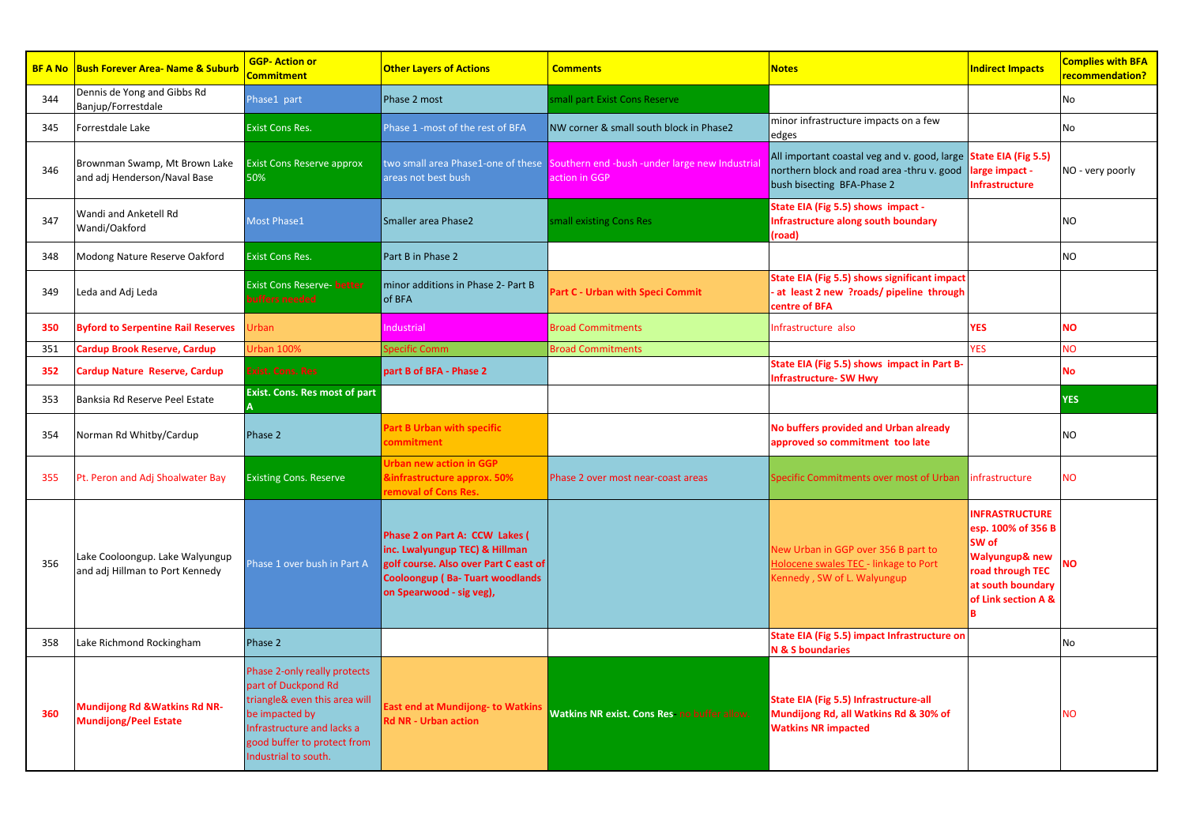| BF A No | Bush Forever Area- Name & Suburb | GGP- Action or Commitment | Other Layers of Actions | Comments | Notes | Indirect Impacts | Complies with BFA recommendation? |
|---|---|---|---|---|---|---|---|
| 344 | Dennis de Yong and Gibbs Rd Banjup/Forrestdale | Phase1 part | Phase 2 most | small part Exist Cons Reserve | | | No |
| 345 | Forrestdale Lake | Exist Cons Res. | Phase 1 -most of the rest of BFA | NW corner & small south block in Phase2 | minor infrastructure impacts on a few edges | | No |
| 346 | Brownman Swamp, Mt Brown Lake and adj Henderson/Naval Base | Exist Cons Reserve approx 50% | two small area Phase1-one of these areas not best bush | Southern end -bush -under large new Industrial action in GGP | All important coastal veg and v. good, large northern block and road area -thru v. good bush bisecting BFA-Phase 2 | **State EIA (Fig 5.5) large impact - Infrastructure** | NO - very poorly |
| 347 | Wandi and Anketell Rd Wandi/Oakford | Most Phase1 | Smaller area Phase2 | small existing Cons Res | **State EIA (Fig 5.5) shows impact - Infrastructure along south boundary (road)** | | NO |
| 348 | Modong Nature Reserve Oakford | Exist Cons Res. | Part B in Phase 2 | | | | NO |
| 349 | Leda and Adj Leda | Exist Cons Reserve- better buffers needed | minor additions in Phase 2- Part B of BFA | **Part C - Urban with Speci Commit** | **State EIA (Fig 5.5) shows significant impact - at least 2 new ?roads/ pipeline through centre of BFA** | | |
| **350** | **Byford to Serpentine Rail Reserves** | Urban | Industrial | Broad Commitments | Infrastructure also | **YES** | **NO** |
| 351 | **Cardup Brook Reserve, Cardup** | Urban 100% | Specific Comm | Broad Commitments | | YES | NO |
| **352** | **Cardup Nature Reserve, Cardup** | **Exist. Cons. Res** | **part B of BFA - Phase 2** | | **State EIA (Fig 5.5) shows impact in Part B- Infrastructure- SW Hwy** | | **No** |
| 353 | Banksia Rd Reserve Peel Estate | **Exist. Cons. Res most of part A** | | | | | **YES** |
| 354 | Norman Rd Whitby/Cardup | Phase 2 | **Part B Urban with specific commitment** | | **No buffers provided and Urban already approved so commitment too late** | | NO |
| 355 | Pt. Peron and Adj Shoalwater Bay | Existing Cons. Reserve | **Urban new action in GGP &infrastructure approx. 50% removal of Cons Res.** | Phase 2 over most near-coast areas | Specific Commitments over most of Urban | infrastructure | NO |
| 356 | Lake Cooloongup. Lake Walyungup and adj Hillman to Port Kennedy | Phase 1 over bush in Part A | **Phase 2 on Part A: CCW Lakes ( inc. Lwalyungup TEC) & Hillman golf course. Also over Part C east of Cooloongup ( Ba- Tuart woodlands on Spearwood - sig veg),** | | New Urban in GGP over 356 B part to Holocene swales TEC - linkage to Port Kennedy , SW of L. Walyungup | **INFRASTRUCTURE esp. 100% of 356 B SW of Walyungup& new road through TEC at south boundary of Link section A & B** | **NO** |
| 358 | Lake Richmond Rockingham | Phase 2 | | | **State EIA (Fig 5.5) impact Infrastructure on N & S boundaries** | | No |
| **360** | **Mundijong Rd &Watkins Rd NR- Mundijong/Peel Estate** | Phase 2-only really protects part of Duckpond Rd triangle& even this area will be impacted by Infrastructure and lacks a good buffer to protect from Industrial to south. | **East end at Mundijong- to Watkins Rd NR - Urban action** | **Watkins NR exist. Cons Res- no buffer allow** | **State EIA (Fig 5.5) Infrastructure-all Mundijong Rd, all Watkins Rd & 30% of Watkins NR impacted** | | NO |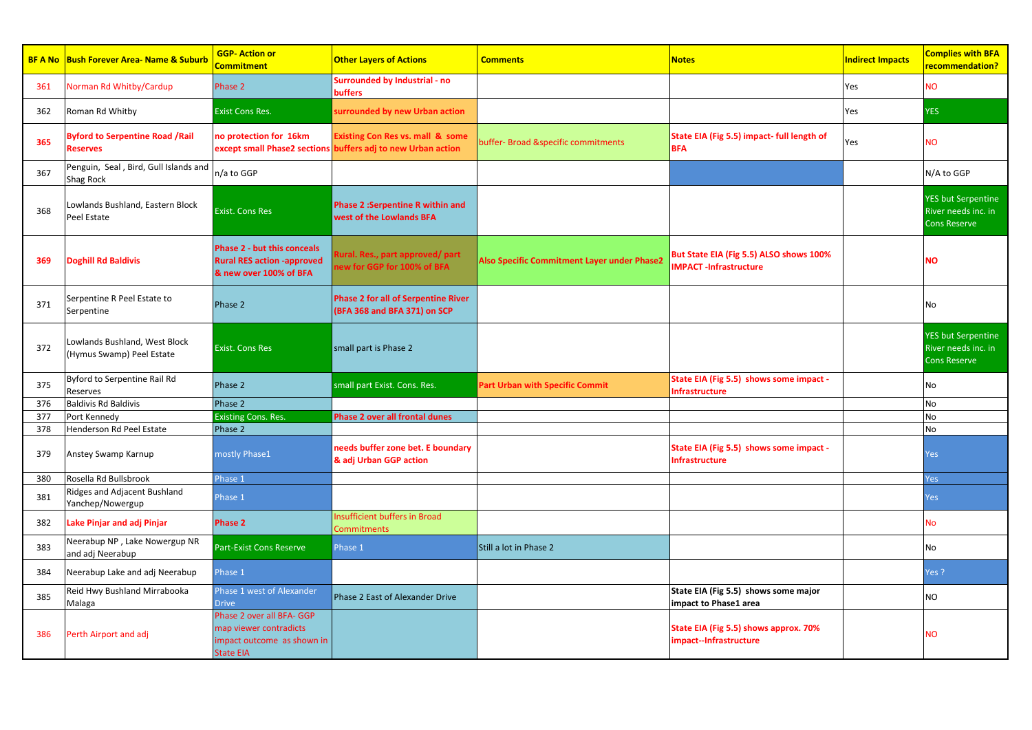| BF A No | Bush Forever Area- Name & Suburb | GGP- Action or Commitment | Other Layers of Actions | Comments | Notes | Indirect Impacts | Complies with BFA recommendation? |
|---|---|---|---|---|---|---|---|
| 361 | Norman Rd Whitby/Cardup | Phase 2 | **Surrounded by Industrial - no buffers** | | | Yes | NO |
| 362 | Roman Rd Whitby | Exist Cons Res. | **surrounded by new Urban action** | | | Yes | YES |
| **365** | **Byford to Serpentine Road /Rail Reserves** | **no protection for 16km except small Phase2 sections** | **Existing Con Res vs. mall & some buffers adj to new Urban action** | buffer- Broad &specific commitments | **State EIA (Fig 5.5) impact- full length of BFA** | Yes | NO |
| 367 | Penguin, Seal , Bird, Gull Islands and Shag Rock | n/a to GGP | | | | | N/A to GGP |
| 368 | Lowlands Bushland, Eastern Block Peel Estate | Exist. Cons Res | **Phase 2 :Serpentine R within and west of the Lowlands BFA** | | | | YES but Serpentine River needs inc. in Cons Reserve |
| **369** | **Doghill Rd Baldivis** | **Phase 2 - but this conceals Rural RES action -approved & new over 100% of BFA** | **Rural. Res., part approved/ part new for GGP for 100% of BFA** | **Also Specific Commitment Layer under Phase2** | **But State EIA (Fig 5.5) ALSO shows 100% IMPACT -Infrastructure** | | **NO** |
| 371 | Serpentine R Peel Estate to Serpentine | Phase 2 | **Phase 2 for all of Serpentine River (BFA 368 and BFA 371) on SCP** | | | | No |
| 372 | Lowlands Bushland, West Block (Hymus Swamp) Peel Estate | Exist. Cons Res | small part is Phase 2 | | | | YES but Serpentine River needs inc. in Cons Reserve |
| 375 | Byford to Serpentine Rail Rd Reserves | Phase 2 | small part Exist. Cons. Res. | **Part Urban with Specific Commit** | **State EIA (Fig 5.5) shows some impact - Infrastructure** | | No |
| 376 | Baldivis Rd Baldivis | Phase 2 | | | | | No |
| 377 | Port Kennedy | Existing Cons. Res. | **Phase 2 over all frontal dunes** | | | | No |
| 378 | Henderson Rd Peel Estate | Phase 2 | | | | | No |
| 379 | Anstey Swamp Karnup | mostly Phase1 | **needs buffer zone bet. E boundary & adj Urban GGP action** | | **State EIA (Fig 5.5) shows some impact - Infrastructure** | | Yes |
| 380 | Rosella Rd Bullsbrook | Phase 1 | | | | | Yes |
| 381 | Ridges and Adjacent Bushland Yanchep/Nowergup | Phase 1 | | | | | Yes |
| 382 | **Lake Pinjar and adj Pinjar** | **Phase 2** | Insufficient buffers in Broad Commitments | | | | No |
| 383 | Neerabup NP , Lake Nowergup NR and adj Neerabup | Part-Exist Cons Reserve | Phase 1 | Still a lot in Phase 2 | | | No |
| 384 | Neerabup Lake and adj Neerabup | Phase 1 | | | | | Yes ? |
| 385 | Reid Hwy Bushland Mirrabooka Malaga | Phase 1 west of Alexander Drive | Phase 2 East of Alexander Drive | | **State EIA (Fig 5.5) shows some major impact to Phase1 area** | | NO |
| 386 | Perth Airport and adj | Phase 2 over all BFA- GGP map viewer contradicts impact outcome as shown in State EIA | | | **State EIA (Fig 5.5) shows approx. 70% impact--Infrastructure** | | NO |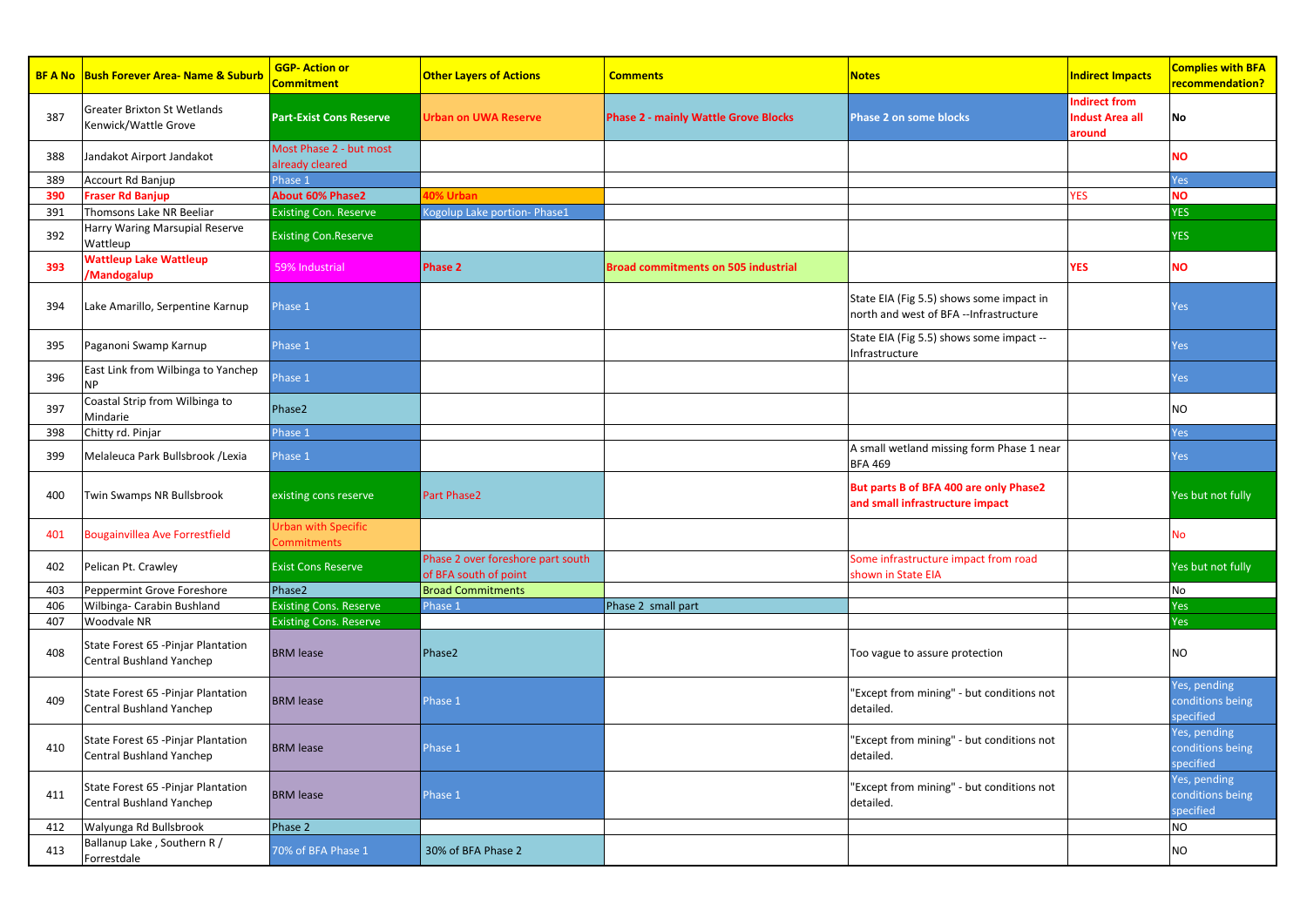| BF A No | Bush Forever Area- Name & Suburb | GGP- Action or Commitment | Other Layers of Actions | Comments | Notes | Indirect Impacts | Complies with BFA recommendation? |
|---|---|---|---|---|---|---|---|
| 387 | Greater Brixton St Wetlands Kenwick/Wattle Grove | **Part-Exist Cons Reserve** | **Urban on UWA Reserve** | **Phase 2 - mainly Wattle Grove Blocks** | **Phase 2 on some blocks** | **Indirect from Indust Area all around** | **No** |
| 388 | Jandakot Airport Jandakot | Most Phase 2 - but most already cleared | | | | | **NO** |
| 389 | Accourt Rd Banjup | Phase 1 | | | | | Yes |
| **390** | **Fraser Rd Banjup** | **About 60% Phase2** | **40% Urban** | | | YES | **NO** |
| 391 | Thomsons Lake NR Beeliar | Existing Con. Reserve | Kogolup Lake portion- Phase1 | | | | YES |
| 392 | Harry Waring Marsupial Reserve Wattleup | Existing Con.Reserve | | | | | YES |
| **393** | **Wattleup Lake Wattleup /Mandogalup** | 59% Industrial | **Phase 2** | **Broad commitments on 505 industrial** | | **YES** | **NO** |
| 394 | Lake Amarillo, Serpentine Karnup | Phase 1 | | | State EIA (Fig 5.5) shows some impact in north and west of BFA --Infrastructure | | Yes |
| 395 | Paganoni Swamp Karnup | Phase 1 | | | State EIA (Fig 5.5) shows some impact --Infrastructure | | Yes |
| 396 | East Link from Wilbinga to Yanchep NP | Phase 1 | | | | | Yes |
| 397 | Coastal Strip from Wilbinga to Mindarie | Phase2 | | | | | NO |
| 398 | Chitty rd. Pinjar | Phase 1 | | | | | Yes |
| 399 | Melaleuca Park Bullsbrook /Lexia | Phase 1 | | | A small wetland missing form Phase 1 near BFA 469 | | Yes |
| 400 | Twin Swamps NR Bullsbrook | existing cons reserve | Part Phase2 | | **But parts B of BFA 400 are only Phase2 and small infrastructure impact** | | Yes but not fully |
| 401 | Bougainvillea Ave Forrestfield | Urban with Specific Commitments | | | | | No |
| 402 | Pelican Pt. Crawley | Exist Cons Reserve | Phase 2 over foreshore part south of BFA south of point | | Some infrastructure impact from road shown in State EIA | | Yes but not fully |
| 403 | Peppermint Grove Foreshore | Phase2 | Broad Commitments | | | | No |
| 406 | Wilbinga- Carabin Bushland | Existing Cons. Reserve | Phase 1 | Phase 2 small part | | | Yes |
| 407 | Woodvale NR | Existing Cons. Reserve | | | | | Yes |
| 408 | State Forest 65 -Pinjar Plantation Central Bushland Yanchep | BRM lease | Phase2 | | Too vague to assure protection | | NO |
| 409 | State Forest 65 -Pinjar Plantation Central Bushland Yanchep | BRM lease | Phase 1 | | "Except from mining" - but conditions not detailed. | | Yes, pending conditions being specified |
| 410 | State Forest 65 -Pinjar Plantation Central Bushland Yanchep | BRM lease | Phase 1 | | "Except from mining" - but conditions not detailed. | | Yes, pending conditions being specified |
| 411 | State Forest 65 -Pinjar Plantation Central Bushland Yanchep | BRM lease | Phase 1 | | "Except from mining" - but conditions not detailed. | | Yes, pending conditions being specified |
| 412 | Walyunga Rd Bullsbrook | Phase 2 | | | | | NO |
| 413 | Ballanup Lake , Southern R / Forrestdale | 70% of BFA Phase 1 | 30% of BFA Phase 2 | | | | NO |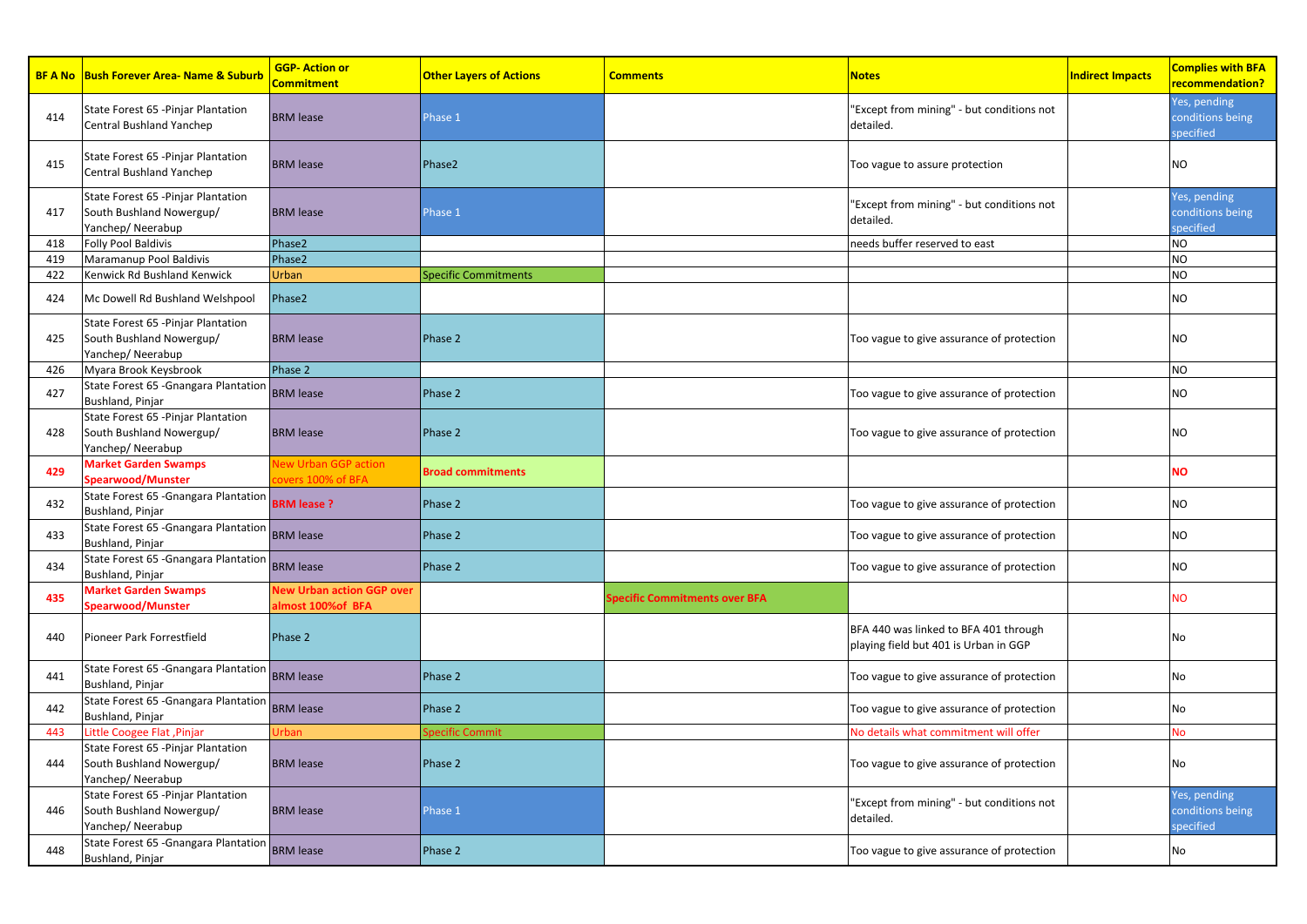| BF A No | Bush Forever Area- Name & Suburb | GGP- Action or Commitment | Other Layers of Actions | Comments | Notes | Indirect Impacts | Complies with BFA recommendation? |
|---|---|---|---|---|---|---|---|
| 414 | State Forest 65 -Pinjar Plantation Central Bushland Yanchep | BRM lease | Phase 1 | | "Except from mining" - but conditions not detailed. | | Yes, pending conditions being specified |
| 415 | State Forest 65 -Pinjar Plantation Central Bushland Yanchep | BRM lease | Phase2 | | Too vague to assure protection | | NO |
| 417 | State Forest 65 -Pinjar Plantation South Bushland Nowergup/ Yanchep/ Neerabup | BRM lease | Phase 1 | | "Except from mining" - but conditions not detailed. | | Yes, pending conditions being specified |
| 418 | Folly Pool Baldivis | Phase2 | | | needs buffer reserved to east | | NO |
| 419 | Maramanup Pool Baldivis | Phase2 | | | | | NO |
| 422 | Kenwick Rd Bushland Kenwick | Urban | Specific Commitments | | | | NO |
| 424 | Mc Dowell Rd Bushland Welshpool | Phase2 | | | | | NO |
| 425 | State Forest 65 -Pinjar Plantation South Bushland Nowergup/ Yanchep/ Neerabup | BRM lease | Phase 2 | | Too vague to give assurance of protection | | NO |
| 426 | Myara Brook Keysbrook | Phase 2 | | | | | NO |
| 427 | State Forest 65 -Gnangara Plantation Bushland, Pinjar | BRM lease | Phase 2 | | Too vague to give assurance of protection | | NO |
| 428 | State Forest 65 -Pinjar Plantation South Bushland Nowergup/ Yanchep/ Neerabup | BRM lease | Phase 2 | | Too vague to give assurance of protection | | NO |
| **429** | **Market Garden Swamps Spearwood/Munster** | New Urban GGP action covers 100% of BFA | **Broad commitments** | | | | **NO** |
| 432 | State Forest 65 -Gnangara Plantation Bushland, Pinjar | **BRM lease ?** | Phase 2 | | Too vague to give assurance of protection | | NO |
| 433 | State Forest 65 -Gnangara Plantation Bushland, Pinjar | BRM lease | Phase 2 | | Too vague to give assurance of protection | | NO |
| 434 | State Forest 65 -Gnangara Plantation Bushland, Pinjar | BRM lease | Phase 2 | | Too vague to give assurance of protection | | NO |
| **435** | **Market Garden Swamps Spearwood/Munster** | **New Urban action GGP over almost 100%of BFA** | | **Specific Commitments over BFA** | | | NO |
| 440 | Pioneer Park Forrestfield | Phase 2 | | | BFA 440 was linked to BFA 401 through playing field but 401 is Urban in GGP | | No |
| 441 | State Forest 65 -Gnangara Plantation Bushland, Pinjar | BRM lease | Phase 2 | | Too vague to give assurance of protection | | No |
| 442 | State Forest 65 -Gnangara Plantation Bushland, Pinjar | BRM lease | Phase 2 | | Too vague to give assurance of protection | | No |
| 443 | Little Coogee Flat ,Pinjar | Urban | Specific Commit | | No details what commitment will offer | | No |
| 444 | State Forest 65 -Pinjar Plantation South Bushland Nowergup/ Yanchep/ Neerabup | BRM lease | Phase 2 | | Too vague to give assurance of protection | | No |
| 446 | State Forest 65 -Pinjar Plantation South Bushland Nowergup/ Yanchep/ Neerabup | BRM lease | Phase 1 | | "Except from mining" - but conditions not detailed. | | Yes, pending conditions being specified |
| 448 | State Forest 65 -Gnangara Plantation Bushland, Pinjar | BRM lease | Phase 2 | | Too vague to give assurance of protection | | No |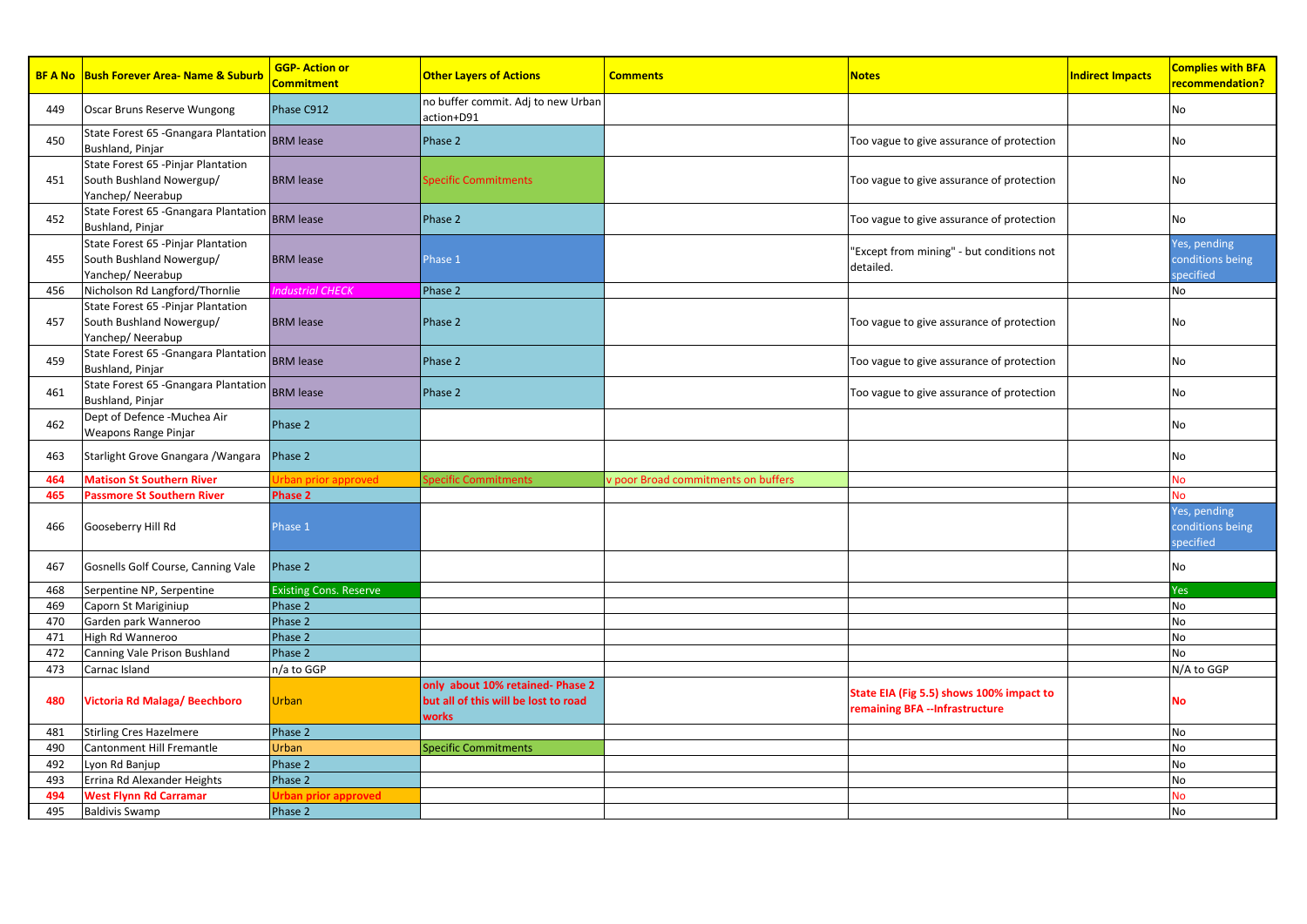| BF A No | Bush Forever Area- Name & Suburb | GGP- Action or Commitment | Other Layers of Actions | Comments | Notes | Indirect Impacts | Complies with BFA recommendation? |
|---|---|---|---|---|---|---|---|
| 449 | Oscar Bruns Reserve Wungong | Phase C912 | no buffer commit. Adj to new Urban action+D91 | | | | No |
| 450 | State Forest 65 -Gnangara Plantation Bushland, Pinjar | BRM lease | Phase 2 | | Too vague to give assurance of protection | | No |
| 451 | State Forest 65 -Pinjar Plantation South Bushland Nowergup/ Yanchep/ Neerabup | BRM lease | Specific Commitments | | Too vague to give assurance of protection | | No |
| 452 | State Forest 65 -Gnangara Plantation Bushland, Pinjar | BRM lease | Phase 2 | | Too vague to give assurance of protection | | No |
| 455 | State Forest 65 -Pinjar Plantation South Bushland Nowergup/ Yanchep/ Neerabup | BRM lease | Phase 1 | | "Except from mining" - but conditions not detailed. | | Yes, pending conditions being specified |
| 456 | Nicholson Rd Langford/Thornlie | *Industrial CHECK* | Phase 2 | | | | No |
| 457 | State Forest 65 -Pinjar Plantation South Bushland Nowergup/ Yanchep/ Neerabup | BRM lease | Phase 2 | | Too vague to give assurance of protection | | No |
| 459 | State Forest 65 -Gnangara Plantation Bushland, Pinjar | BRM lease | Phase 2 | | Too vague to give assurance of protection | | No |
| 461 | State Forest 65 -Gnangara Plantation Bushland, Pinjar | BRM lease | Phase 2 | | Too vague to give assurance of protection | | No |
| 462 | Dept of Defence -Muchea Air Weapons Range Pinjar | Phase 2 | | | | | No |
| 463 | Starlight Grove Gnangara /Wangara | Phase 2 | | | | | No |
| **464** | **Matison St Southern River** | Urban prior approved | Specific Commitments | v poor Broad commitments on buffers | | | No |
| **465** | **Passmore St Southern River** | **Phase 2** | | | | | No |
| 466 | Gooseberry Hill Rd | Phase 1 | | | | | Yes, pending conditions being specified |
| 467 | Gosnells Golf Course, Canning Vale | Phase 2 | | | | | No |
| 468 | Serpentine NP, Serpentine | Existing Cons. Reserve | | | | | Yes |
| 469 | Caporn St Mariginiup | Phase 2 | | | | | No |
| 470 | Garden park Wanneroo | Phase 2 | | | | | No |
| 471 | High Rd Wanneroo | Phase 2 | | | | | No |
| 472 | Canning Vale Prison Bushland | Phase 2 | | | | | No |
| 473 | Carnac Island | n/a to GGP | | | | | N/A to GGP |
| **480** | **Victoria Rd Malaga/ Beechboro** | Urban | **only about 10% retained- Phase 2 but all of this will be lost to road works** | | **State EIA (Fig 5.5) shows 100% impact to remaining BFA --Infrastructure** | | **No** |
| 481 | Stirling Cres Hazelmere | Phase 2 | | | | | No |
| 490 | Cantonment Hill Fremantle | Urban | Specific Commitments | | | | No |
| 492 | Lyon Rd Banjup | Phase 2 | | | | | No |
| 493 | Errina Rd Alexander Heights | Phase 2 | | | | | No |
| **494** | **West Flynn Rd Carramar** | **Urban prior approved** | | | | | No |
| 495 | Baldivis Swamp | Phase 2 | | | | | No |